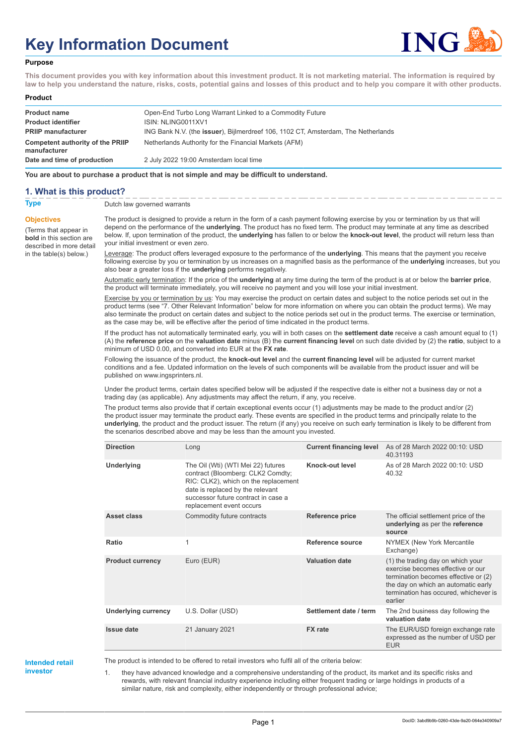# Key Information Document

## Purpose

**This document provides you with key information about this investment product. It is not marketing material. The information is required by law to help you understand the nature, risks, costs, potential gains and losses of this product and to help you compare it with other products.**

## Product

| | |
|---|---|
| **Product name** | Open-End Turbo Long Warrant Linked to a Commodity Future |
| **Product identifier** | ISIN: NLING0011XV1 |
| **PRIIP manufacturer** | ING Bank N.V. (the **issuer**), Bijlmerdreef 106, 1102 CT, Amsterdam, The Netherlands |
| **Competent authority of the PRIIP manufacturer** | Netherlands Authority for the Financial Markets (AFM) |
| **Date and time of production** | 2 July 2022 19:00 Amsterdam local time |

**You are about to purchase a product that is not simple and may be difficult to understand.**

## 1. What is this product?

**Type**

Dutch law governed warrants

**Objectives**

(Terms that appear in **bold** in this section are described in more detail in the table(s) below.)

The product is designed to provide a return in the form of a cash payment following exercise by you or termination by us that will depend on the performance of the **underlying**. The product has no fixed term. The product may terminate at any time as described below. If, upon termination of the product, the **underlying** has fallen to or below the **knock-out level**, the product will return less than your initial investment or even zero.

Leverage: The product offers leveraged exposure to the performance of the **underlying**. This means that the payment you receive following exercise by you or termination by us increases on a magnified basis as the performance of the **underlying** increases, but you also bear a greater loss if the **underlying** performs negatively.

Automatic early termination: If the price of the **underlying** at any time during the term of the product is at or below the **barrier price**, the product will terminate immediately, you will receive no payment and you will lose your initial investment.

Exercise by you or termination by us: You may exercise the product on certain dates and subject to the notice periods set out in the product terms (see "7. Other Relevant Information" below for more information on where you can obtain the product terms). We may also terminate the product on certain dates and subject to the notice periods set out in the product terms. The exercise or termination, as the case may be, will be effective after the period of time indicated in the product terms.

If the product has not automatically terminated early, you will in both cases on the **settlement date** receive a cash amount equal to (1) (A) the **reference price** on the **valuation date** minus (B) the **current financing level** on such date divided by (2) the **ratio**, subject to a minimum of USD 0.00, and converted into EUR at the **FX rate**.

Following the issuance of the product, the **knock-out level** and the **current financing level** will be adjusted for current market conditions and a fee. Updated information on the levels of such components will be available from the product issuer and will be published on www.ingsprinters.nl.

Under the product terms, certain dates specified below will be adjusted if the respective date is either not a business day or not a trading day (as applicable). Any adjustments may affect the return, if any, you receive.

The product terms also provide that if certain exceptional events occur (1) adjustments may be made to the product and/or (2) the product issuer may terminate the product early. These events are specified in the product terms and principally relate to the **underlying**, the product and the product issuer. The return (if any) you receive on such early termination is likely to be different from the scenarios described above and may be less than the amount you invested.

| | | | |
|---|---|---|---|
| **Direction** | Long | **Current financing level** | As of 28 March 2022 00:10: USD 40.31193 |
| **Underlying** | The Oil (Wti) (WTI Mei 22) futures contract (Bloomberg: CLK2 Comdty; RIC: CLK2), which on the replacement date is replaced by the relevant successor future contract in case a replacement event occurs | **Knock-out level** | As of 28 March 2022 00:10: USD 40.32 |
| **Asset class** | Commodity future contracts | **Reference price** | The official settlement price of the **underlying** as per the **reference source** |
| **Ratio** | 1 | **Reference source** | NYMEX (New York Mercantile Exchange) |
| **Product currency** | Euro (EUR) | **Valuation date** | (1) the trading day on which your exercise becomes effective or our termination becomes effective or (2) the day on which an automatic early termination has occured, whichever is earlier |
| **Underlying currency** | U.S. Dollar (USD) | **Settlement date / term** | The 2nd business day following the **valuation date** |
| **Issue date** | 21 January 2021 | **FX rate** | The EUR/USD foreign exchange rate expressed as the number of USD per EUR |

**Intended retail investor**

The product is intended to be offered to retail investors who fulfil all of the criteria below:

1. they have advanced knowledge and a comprehensive understanding of the product, its market and its specific risks and rewards, with relevant financial industry experience including either frequent trading or large holdings in products of a similar nature, risk and complexity, either independently or through professional advice;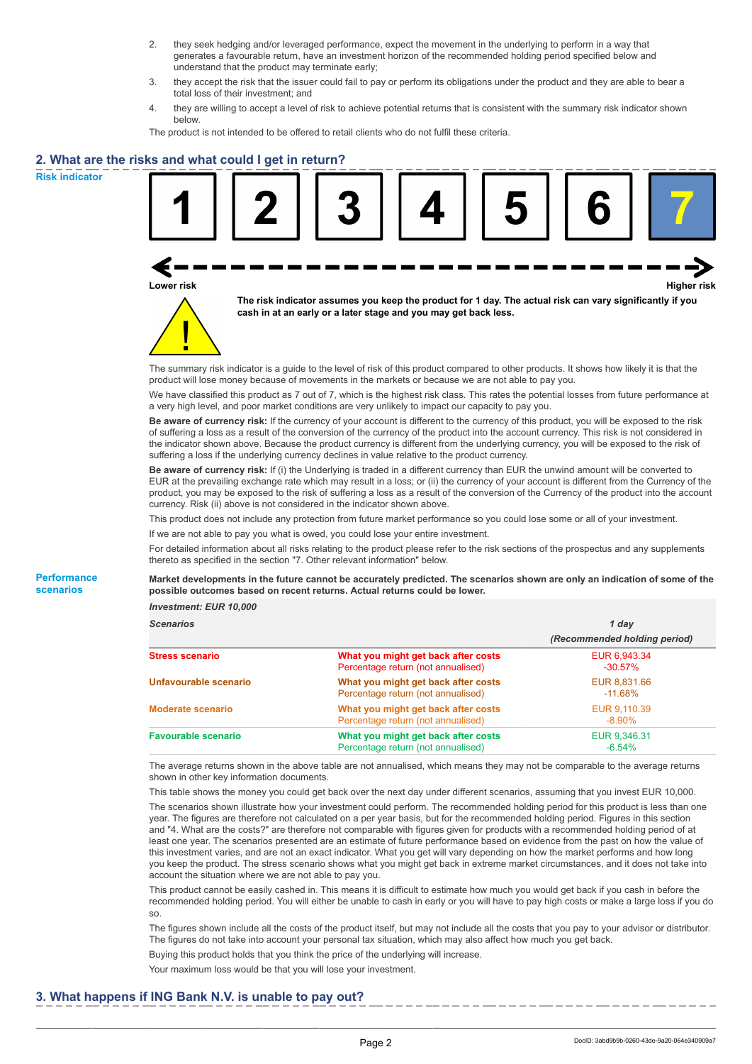2. they seek hedging and/or leveraged performance, expect the movement in the underlying to perform in a way that generates a favourable return, have an investment horizon of the recommended holding period specified below and understand that the product may terminate early;
3. they accept the risk that the issuer could fail to pay or perform its obligations under the product and they are able to bear a total loss of their investment; and
4. they are willing to accept a level of risk to achieve potential returns that is consistent with the summary risk indicator shown below.

The product is not intended to be offered to retail clients who do not fulfil these criteria.

## 2. What are the risks and what could I get in return?

**Risk indicator**

| 1 | 2 | 3 | 4 | 5 | 6 | **7** |
|---|---|---|---|---|---|---|

Lower risk — Higher risk

**The risk indicator assumes you keep the product for 1 day. The actual risk can vary significantly if you cash in at an early or a later stage and you may get back less.**

The summary risk indicator is a guide to the level of risk of this product compared to other products. It shows how likely it is that the product will lose money because of movements in the markets or because we are not able to pay you.

We have classified this product as 7 out of 7, which is the highest risk class. This rates the potential losses from future performance at a very high level, and poor market conditions are very unlikely to impact our capacity to pay you.

**Be aware of currency risk:** If the currency of your account is different to the currency of this product, you will be exposed to the risk of suffering a loss as a result of the conversion of the currency of the product into the account currency. This risk is not considered in the indicator shown above. Because the product currency is different from the underlying currency, you will be exposed to the risk of suffering a loss if the underlying currency declines in value relative to the product currency.

**Be aware of currency risk:** If (i) the Underlying is traded in a different currency than EUR the unwind amount will be converted to EUR at the prevailing exchange rate which may result in a loss; or (ii) the currency of your account is different from the Currency of the product, you may be exposed to the risk of suffering a loss as a result of the conversion of the Currency of the product into the account currency. Risk (ii) above is not considered in the indicator shown above.

This product does not include any protection from future market performance so you could lose some or all of your investment.

If we are not able to pay you what is owed, you could lose your entire investment.

For detailed information about all risks relating to the product please refer to the risk sections of the prospectus and any supplements thereto as specified in the section "7. Other relevant information" below.

**Performance scenarios**

**Market developments in the future cannot be accurately predicted. The scenarios shown are only an indication of some of the possible outcomes based on recent returns. Actual returns could be lower.**

*Investment: EUR 10,000*

| *Scenarios* | | *1 day (Recommended holding period)* |
|---|---|---|
| **Stress scenario** | **What you might get back after costs** | EUR 6,943.34 |
| | Percentage return (not annualised) | -30.57% |
| **Unfavourable scenario** | **What you might get back after costs** | EUR 8,831.66 |
| | Percentage return (not annualised) | -11.68% |
| **Moderate scenario** | **What you might get back after costs** | EUR 9,110.39 |
| | Percentage return (not annualised) | -8.90% |
| **Favourable scenario** | **What you might get back after costs** | EUR 9,346.31 |
| | Percentage return (not annualised) | -6.54% |

The average returns shown in the above table are not annualised, which means they may not be comparable to the average returns shown in other key information documents.

This table shows the money you could get back over the next day under different scenarios, assuming that you invest EUR 10,000.

The scenarios shown illustrate how your investment could perform. The recommended holding period for this product is less than one year. The figures are therefore not calculated on a per year basis, but for the recommended holding period. Figures in this section and "4. What are the costs?" are therefore not comparable with figures given for products with a recommended holding period of at least one year. The scenarios presented are an estimate of future performance based on evidence from the past on how the value of this investment varies, and are not an exact indicator. What you get will vary depending on how the market performs and how long you keep the product. The stress scenario shows what you might get back in extreme market circumstances, and it does not take into account the situation where we are not able to pay you.

This product cannot be easily cashed in. This means it is difficult to estimate how much you would get back if you cash in before the recommended holding period. You will either be unable to cash in early or you will have to pay high costs or make a large loss if you do so.

The figures shown include all the costs of the product itself, but may not include all the costs that you pay to your advisor or distributor. The figures do not take into account your personal tax situation, which may also affect how much you get back.

Buying this product holds that you think the price of the underlying will increase.

Your maximum loss would be that you will lose your investment.

## 3. What happens if ING Bank N.V. is unable to pay out?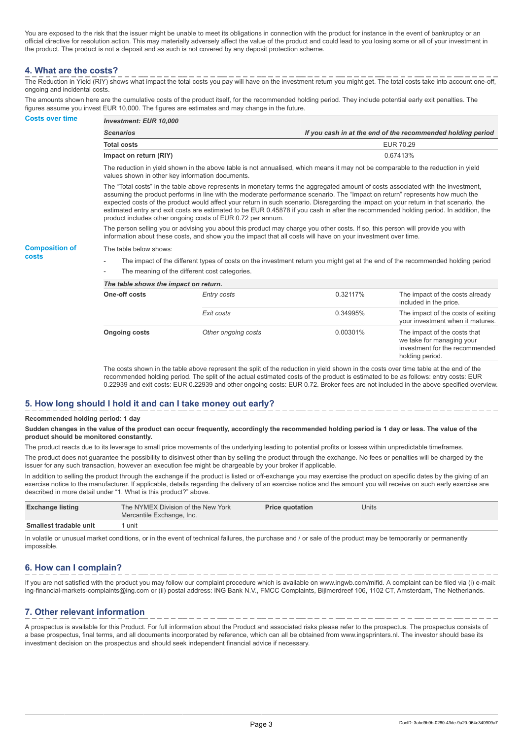You are exposed to the risk that the issuer might be unable to meet its obligations in connection with the product for instance in the event of bankruptcy or an official directive for resolution action. This may materially adversely affect the value of the product and could lead to you losing some or all of your investment in the product. The product is not a deposit and as such is not covered by any deposit protection scheme.

## 4. What are the costs?

The Reduction in Yield (RIY) shows what impact the total costs you pay will have on the investment return you might get. The total costs take into account one-off, ongoing and incidental costs.

The amounts shown here are the cumulative costs of the product itself, for the recommended holding period. They include potential early exit penalties. The figures assume you invest EUR 10,000. The figures are estimates and may change in the future.

**Costs over time**

| *Investment: EUR 10,000* | |
|---|---|
| ***Scenarios*** | ***If you cash in at the end of the recommended holding period*** |
| **Total costs** | EUR 70.29 |
| **Impact on return (RIY)** | 0.67413% |

The reduction in yield shown in the above table is not annualised, which means it may not be comparable to the reduction in yield values shown in other key information documents.

The "Total costs" in the table above represents in monetary terms the aggregated amount of costs associated with the investment, assuming the product performs in line with the moderate performance scenario. The "Impact on return" represents how much the expected costs of the product would affect your return in such scenario. Disregarding the impact on your return in that scenario, the estimated entry and exit costs are estimated to be EUR 0.45878 if you cash in after the recommended holding period. In addition, the product includes other ongoing costs of EUR 0.72 per annum.

The person selling you or advising you about this product may charge you other costs. If so, this person will provide you with information about these costs, and show you the impact that all costs will have on your investment over time.

**Composition of costs**

The table below shows:

- The impact of the different types of costs on the investment return you might get at the end of the recommended holding period
- The meaning of the different cost categories.

| *The table shows the impact on return.* | | | |
|---|---|---|---|
| **One-off costs** | *Entry costs* | 0.32117% | The impact of the costs already included in the price. |
| | *Exit costs* | 0.34995% | The impact of the costs of exiting your investment when it matures. |
| **Ongoing costs** | *Other ongoing costs* | 0.00301% | The impact of the costs that we take for managing your investment for the recommended holding period. |

The costs shown in the table above represent the split of the reduction in yield shown in the costs over time table at the end of the recommended holding period. The split of the actual estimated costs of the product is estimated to be as follows: entry costs: EUR 0.22939 and exit costs: EUR 0.22939 and other ongoing costs: EUR 0.72. Broker fees are not included in the above specified overview.

## 5. How long should I hold it and can I take money out early?

**Recommended holding period: 1 day**

**Sudden changes in the value of the product can occur frequently, accordingly the recommended holding period is 1 day or less. The value of the product should be monitored constantly.**

The product reacts due to its leverage to small price movements of the underlying leading to potential profits or losses within unpredictable timeframes.

The product does not guarantee the possibility to disinvest other than by selling the product through the exchange. No fees or penalties will be charged by the issuer for any such transaction, however an execution fee might be chargeable by your broker if applicable.

In addition to selling the product through the exchange if the product is listed or off-exchange you may exercise the product on specific dates by the giving of an exercise notice to the manufacturer. If applicable, details regarding the delivery of an exercise notice and the amount you will receive on such early exercise are described in more detail under "1. What is this product?" above.

| | | | |
|---|---|---|---|
| **Exchange listing** | The NYMEX Division of the New York Mercantile Exchange, Inc. | **Price quotation** | Units |
| **Smallest tradable unit** | 1 unit | | |

In volatile or unusual market conditions, or in the event of technical failures, the purchase and / or sale of the product may be temporarily or permanently impossible.

## 6. How can I complain?

If you are not satisfied with the product you may follow our complaint procedure which is available on www.ingwb.com/mifid. A complaint can be filed via (i) e-mail: ing-financial-markets-complaints@ing.com or (ii) postal address: ING Bank N.V., FMCC Complaints, Bijlmerdreef 106, 1102 CT, Amsterdam, The Netherlands.

## 7. Other relevant information

A prospectus is available for this Product. For full information about the Product and associated risks please refer to the prospectus. The prospectus consists of a base prospectus, final terms, and all documents incorporated by reference, which can all be obtained from www.ingsprinters.nl. The investor should base its investment decision on the prospectus and should seek independent financial advice if necessary.